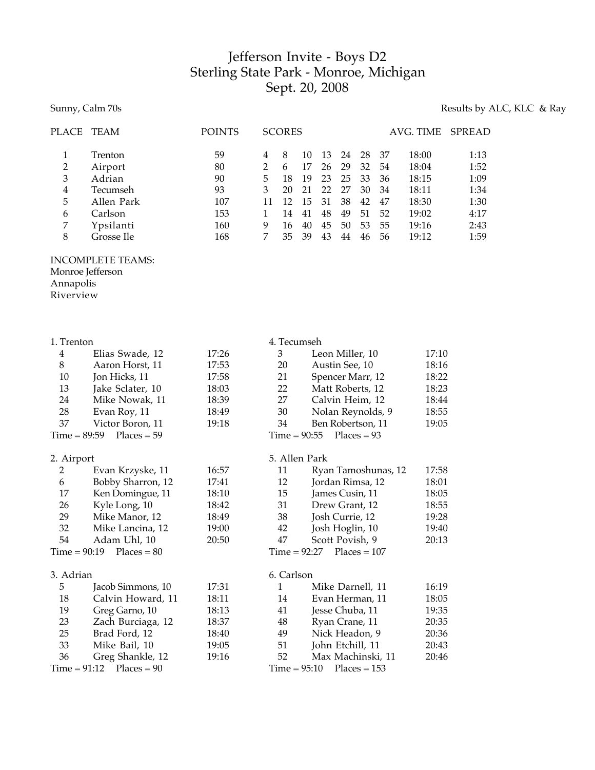# Jefferson Invite - Boys D2
## Sterling State Park - Monroe, Michigan
## Sept. 20, 2008

Sunny, Calm 70s

Results by ALC, KLC & Ray

| PLACE | TEAM | POINTS | SCORES | | | | | | | AVG. TIME | SPREAD |
|---|---|---|---|---|---|---|---|---|---|---|---|
| 1 | Trenton | 59 | 4 | 8 | 10 | 13 | 24 | 28 | 37 | 18:00 | 1:13 |
| 2 | Airport | 80 | 2 | 6 | 17 | 26 | 29 | 32 | 54 | 18:04 | 1:52 |
| 3 | Adrian | 90 | 5 | 18 | 19 | 23 | 25 | 33 | 36 | 18:15 | 1:09 |
| 4 | Tecumseh | 93 | 3 | 20 | 21 | 22 | 27 | 30 | 34 | 18:11 | 1:34 |
| 5 | Allen Park | 107 | 11 | 12 | 15 | 31 | 38 | 42 | 47 | 18:30 | 1:30 |
| 6 | Carlson | 153 | 1 | 14 | 41 | 48 | 49 | 51 | 52 | 19:02 | 4:17 |
| 7 | Ypsilanti | 160 | 9 | 16 | 40 | 45 | 50 | 53 | 55 | 19:16 | 2:43 |
| 8 | Grosse Ile | 168 | 7 | 35 | 39 | 43 | 44 | 46 | 56 | 19:12 | 1:59 |

INCOMPLETE TEAMS:
Monroe Jefferson
Annapolis
Riverview

### 1. Trenton

| | | |
|---|---|---|
| 4 | Elias Swade, 12 | 17:26 |
| 8 | Aaron Horst, 11 | 17:53 |
| 10 | Jon Hicks, 11 | 17:58 |
| 13 | Jake Sclater, 10 | 18:03 |
| 24 | Mike Nowak, 11 | 18:39 |
| 28 | Evan Roy, 11 | 18:49 |
| 37 | Victor Boron, 11 | 19:18 |

Time = 89:59 Places = 59

### 2. Airport

| | | |
|---|---|---|
| 2 | Evan Krzyske, 11 | 16:57 |
| 6 | Bobby Sharron, 12 | 17:41 |
| 17 | Ken Domingue, 11 | 18:10 |
| 26 | Kyle Long, 10 | 18:42 |
| 29 | Mike Manor, 12 | 18:49 |
| 32 | Mike Lancina, 12 | 19:00 |
| 54 | Adam Uhl, 10 | 20:50 |

Time = 90:19 Places = 80

### 3. Adrian

| | | |
|---|---|---|
| 5 | Jacob Simmons, 10 | 17:31 |
| 18 | Calvin Howard, 11 | 18:11 |
| 19 | Greg Garno, 10 | 18:13 |
| 23 | Zach Burciaga, 12 | 18:37 |
| 25 | Brad Ford, 12 | 18:40 |
| 33 | Mike Bail, 10 | 19:05 |
| 36 | Greg Shankle, 12 | 19:16 |

Time = 91:12 Places = 90

### 4. Tecumseh

| | | |
|---|---|---|
| 3 | Leon Miller, 10 | 17:10 |
| 20 | Austin See, 10 | 18:16 |
| 21 | Spencer Marr, 12 | 18:22 |
| 22 | Matt Roberts, 12 | 18:23 |
| 27 | Calvin Heim, 12 | 18:44 |
| 30 | Nolan Reynolds, 9 | 18:55 |
| 34 | Ben Robertson, 11 | 19:05 |

Time = 90:55 Places = 93

### 5. Allen Park

| | | |
|---|---|---|
| 11 | Ryan Tamoshunas, 12 | 17:58 |
| 12 | Jordan Rimsa, 12 | 18:01 |
| 15 | James Cusin, 11 | 18:05 |
| 31 | Drew Grant, 12 | 18:55 |
| 38 | Josh Currie, 12 | 19:28 |
| 42 | Josh Hoglin, 10 | 19:40 |
| 47 | Scott Povish, 9 | 20:13 |

Time = 92:27 Places = 107

### 6. Carlson

| | | |
|---|---|---|
| 1 | Mike Darnell, 11 | 16:19 |
| 14 | Evan Herman, 11 | 18:05 |
| 41 | Jesse Chuba, 11 | 19:35 |
| 48 | Ryan Crane, 11 | 20:35 |
| 49 | Nick Headon, 9 | 20:36 |
| 51 | John Etchill, 11 | 20:43 |
| 52 | Max Machinski, 11 | 20:46 |

Time = 95:10 Places = 153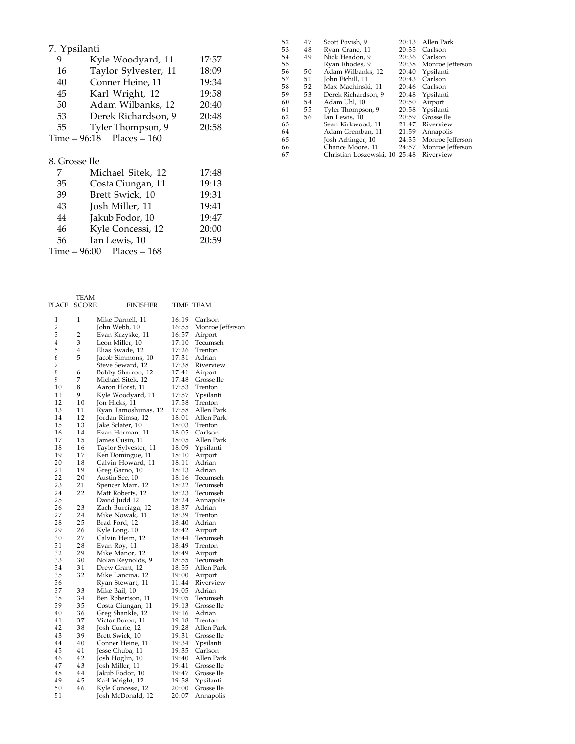7. Ypsilanti

| | | |
|---|---|---|
| 9 | Kyle Woodyard, 11 | 17:57 |
| 16 | Taylor Sylvester, 11 | 18:09 |
| 40 | Conner Heine, 11 | 19:34 |
| 45 | Karl Wright, 12 | 19:58 |
| 50 | Adam Wilbanks, 12 | 20:40 |
| 53 | Derek Richardson, 9 | 20:48 |
| 55 | Tyler Thompson, 9 | 20:58 |

Time = 96:18    Places = 160

8. Grosse Ile

| | | |
|---|---|---|
| 7 | Michael Sitek, 12 | 17:48 |
| 35 | Costa Ciungan, 11 | 19:13 |
| 39 | Brett Swick, 10 | 19:31 |
| 43 | Josh Miller, 11 | 19:41 |
| 44 | Jakub Fodor, 10 | 19:47 |
| 46 | Kyle Concessi, 12 | 20:00 |
| 56 | Ian Lewis, 10 | 20:59 |

Time = 96:00    Places = 168

| PLACE | TEAM SCORE | FINISHER | TIME | TEAM |
|---|---|---|---|---|
| 1 | 1 | Mike Darnell, 11 | 16:19 | Carlson |
| 2 | | John Webb, 10 | 16:55 | Monroe Jefferson |
| 3 | 2 | Evan Krzyske, 11 | 16:57 | Airport |
| 4 | 3 | Leon Miller, 10 | 17:10 | Tecumseh |
| 5 | 4 | Elias Swade, 12 | 17:26 | Trenton |
| 6 | 5 | Jacob Simmons, 10 | 17:31 | Adrian |
| 7 | | Steve Seward, 12 | 17:38 | Riverview |
| 8 | 6 | Bobby Sharron, 12 | 17:41 | Airport |
| 9 | 7 | Michael Sitek, 12 | 17:48 | Grosse Ile |
| 10 | 8 | Aaron Horst, 11 | 17:53 | Trenton |
| 11 | 9 | Kyle Woodyard, 11 | 17:57 | Ypsilanti |
| 12 | 10 | Jon Hicks, 11 | 17:58 | Trenton |
| 13 | 11 | Ryan Tamoshunas, 12 | 17:58 | Allen Park |
| 14 | 12 | Jordan Rimsa, 12 | 18:01 | Allen Park |
| 15 | 13 | Jake Sclater, 10 | 18:03 | Trenton |
| 16 | 14 | Evan Herman, 11 | 18:05 | Carlson |
| 17 | 15 | James Cusin, 11 | 18:05 | Allen Park |
| 18 | 16 | Taylor Sylvester, 11 | 18:09 | Ypsilanti |
| 19 | 17 | Ken Domingue, 11 | 18:10 | Airport |
| 20 | 18 | Calvin Howard, 11 | 18:11 | Adrian |
| 21 | 19 | Greg Garno, 10 | 18:13 | Adrian |
| 22 | 20 | Austin See, 10 | 18:16 | Tecumseh |
| 23 | 21 | Spencer Marr, 12 | 18:22 | Tecumseh |
| 24 | 22 | Matt Roberts, 12 | 18:23 | Tecumseh |
| 25 | | David Judd 12 | 18:24 | Annapolis |
| 26 | 23 | Zach Burciaga, 12 | 18:37 | Adrian |
| 27 | 24 | Mike Nowak, 11 | 18:39 | Trenton |
| 28 | 25 | Brad Ford, 12 | 18:40 | Adrian |
| 29 | 26 | Kyle Long, 10 | 18:42 | Airport |
| 30 | 27 | Calvin Heim, 12 | 18:44 | Tecumseh |
| 31 | 28 | Evan Roy, 11 | 18:49 | Trenton |
| 32 | 29 | Mike Manor, 12 | 18:49 | Airport |
| 33 | 30 | Nolan Reynolds, 9 | 18:55 | Tecumseh |
| 34 | 31 | Drew Grant, 12 | 18:55 | Allen Park |
| 35 | 32 | Mike Lancina, 12 | 19:00 | Airport |
| 36 | | Ryan Stewart, 11 | 11:44 | Riverview |
| 37 | 33 | Mike Bail, 10 | 19:05 | Adrian |
| 38 | 34 | Ben Robertson, 11 | 19:05 | Tecumseh |
| 39 | 35 | Costa Ciungan, 11 | 19:13 | Grosse Ile |
| 40 | 36 | Greg Shankle, 12 | 19:16 | Adrian |
| 41 | 37 | Victor Boron, 11 | 19:18 | Trenton |
| 42 | 38 | Josh Currie, 12 | 19:28 | Allen Park |
| 43 | 39 | Brett Swick, 10 | 19:31 | Grosse Ile |
| 44 | 40 | Conner Heine, 11 | 19:34 | Ypsilanti |
| 45 | 41 | Jesse Chuba, 11 | 19:35 | Carlson |
| 46 | 42 | Josh Hoglin, 10 | 19:40 | Allen Park |
| 47 | 43 | Josh Miller, 11 | 19:41 | Grosse Ile |
| 48 | 44 | Jakub Fodor, 10 | 19:47 | Grosse Ile |
| 49 | 45 | Karl Wright, 12 | 19:58 | Ypsilanti |
| 50 | 46 | Kyle Concessi, 12 | 20:00 | Grosse Ile |
| 51 | | Josh McDonald, 12 | 20:07 | Annapolis |
| 52 | 47 | Scott Povish, 9 | 20:13 | Allen Park |
| 53 | 48 | Ryan Crane, 11 | 20:35 | Carlson |
| 54 | 49 | Nick Headon, 9 | 20:36 | Carlson |
| 55 | | Ryan Rhodes, 9 | 20:38 | Monroe Jefferson |
| 56 | 50 | Adam Wilbanks, 12 | 20:40 | Ypsilanti |
| 57 | 51 | John Etchill, 11 | 20:43 | Carlson |
| 58 | 52 | Max Machinski, 11 | 20:46 | Carlson |
| 59 | 53 | Derek Richardson, 9 | 20:48 | Ypsilanti |
| 60 | 54 | Adam Uhl, 10 | 20:50 | Airport |
| 61 | 55 | Tyler Thompson, 9 | 20:58 | Ypsilanti |
| 62 | 56 | Ian Lewis, 10 | 20:59 | Grosse Ile |
| 63 | | Sean Kirkwood, 11 | 21:47 | Riverview |
| 64 | | Adam Gremban, 11 | 21:59 | Annapolis |
| 65 | | Josh Achinger, 10 | 24:35 | Monroe Jefferson |
| 66 | | Chance Moore, 11 | 24:57 | Monroe Jefferson |
| 67 | | Christian Loszewski, 10 | 25:48 | Riverview |